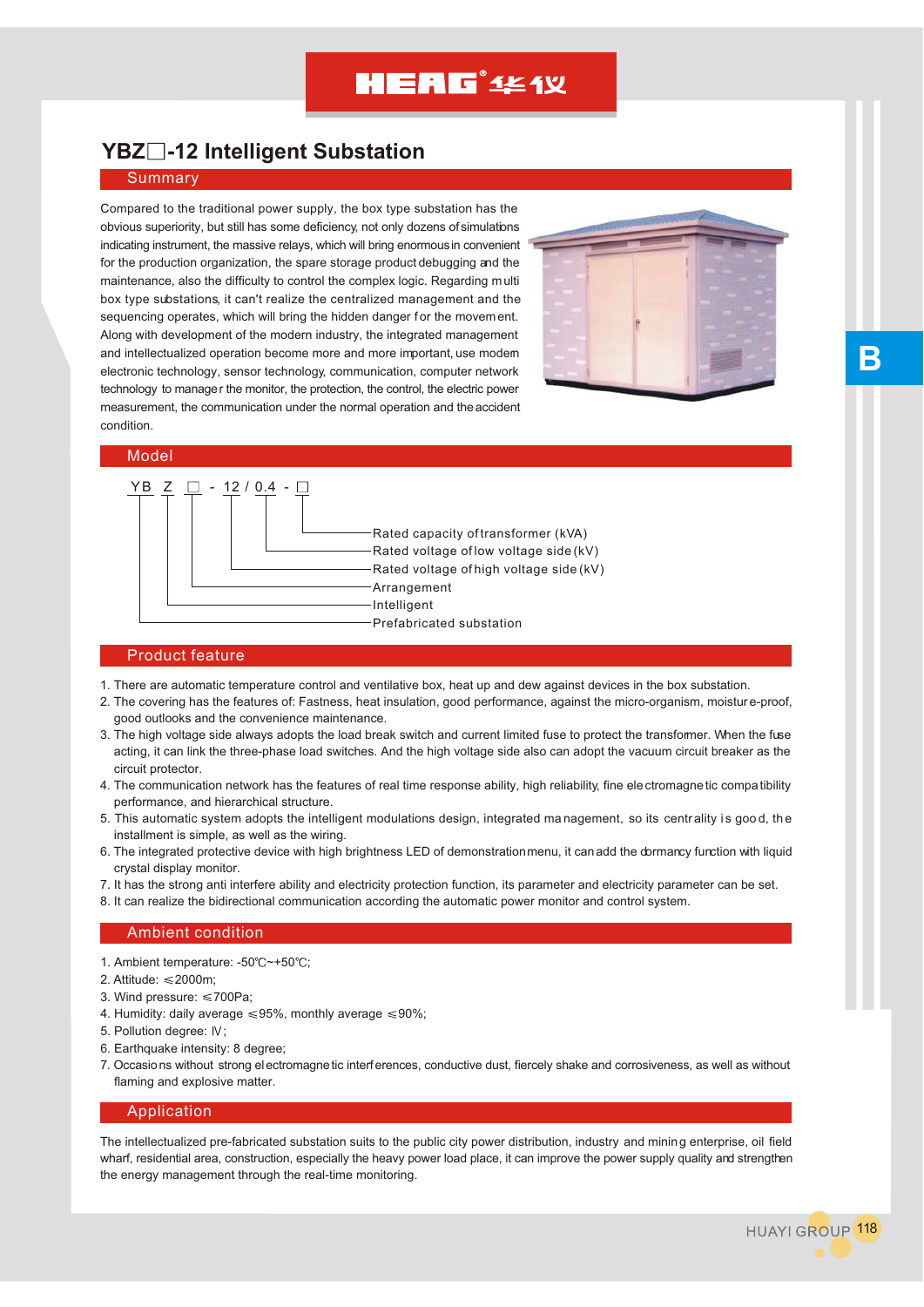# YBZ□-12 Intelligent Substation

## Summary

Compared to the traditional power supply, the box type substation has the obvious superiority, but still has some deficiency, not only dozens of simulations indicating instrument, the massive relays, which will bring enormous in convenient for the production organization, the spare storage product debugging and the maintenance, also the difficulty to control the complex logic. Regarding multi box type substations, it can't realize the centralized management and the sequencing operates, which will bring the hidden danger for the movement. Along with development of the modern industry, the integrated management and intellectualized operation become more and more important, use modern electronic technology, sensor technology, communication, computer network technology to manager the monitor, the protection, the control, the electric power measurement, the communication under the normal operation and the accident condition.

## Model

YB Z □ - 12 / 0.4 - □

- □ — Rated capacity of transformer (kVA)
- 0.4 — Rated voltage of low voltage side (kV)
- 12 — Rated voltage of high voltage side (kV)
- □ — Arrangement
- Z — Intelligent
- YB — Prefabricated substation

## Product feature

1. There are automatic temperature control and ventilative box, heat up and dew against devices in the box substation.
2. The covering has the features of: Fastness, heat insulation, good performance, against the micro-organism, moisture-proof, good outlooks and the convenience maintenance.
3. The high voltage side always adopts the load break switch and current limited fuse to protect the transformer. When the fuse acting, it can link the three-phase load switches. And the high voltage side also can adopt the vacuum circuit breaker as the circuit protector.
4. The communication network has the features of real time response ability, high reliability, fine electromagnetic compatibility performance, and hierarchical structure.
5. This automatic system adopts the intelligent modulations design, integrated management, so its centrality is good, the installment is simple, as well as the wiring.
6. The integrated protective device with high brightness LED of demonstration menu, it can add the dormancy function with liquid crystal display monitor.
7. It has the strong anti interfere ability and electricity protection function, its parameter and electricity parameter can be set.
8. It can realize the bidirectional communication according the automatic power monitor and control system.

## Ambient condition

1. Ambient temperature: -50℃~+50℃;
2. Attitude: ≤2000m;
3. Wind pressure: ≤700Pa;
4. Humidity: daily average ≤95%, monthly average ≤90%;
5. Pollution degree: Ⅳ;
6. Earthquake intensity: 8 degree;
7. Occasions without strong electromagnetic interferences, conductive dust, fiercely shake and corrosiveness, as well as without flaming and explosive matter.

## Application

The intellectualized pre-fabricated substation suits to the public city power distribution, industry and mining enterprise, oil field wharf, residential area, construction, especially the heavy power load place, it can improve the power supply quality and strengthen the energy management through the real-time monitoring.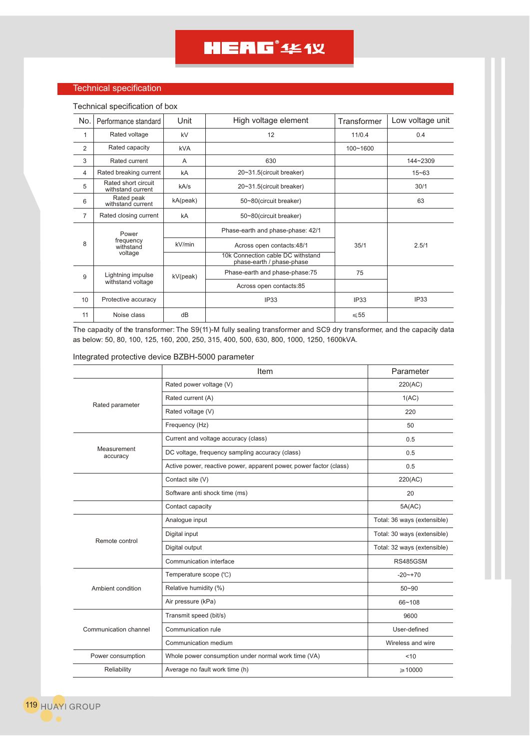## Technical specification

### Technical specification of box

| No. | Performance standard | Unit | High voltage element | Transformer | Low voltage unit |
|---|---|---|---|---|---|
| 1 | Rated voltage | kV | 12 | 11/0.4 | 0.4 |
| 2 | Rated capacity | kVA | | 100~1600 | |
| 3 | Rated current | A | 630 | | 144~2309 |
| 4 | Rated breaking current | kA | 20~31.5(circuit breaker) | | 15~63 |
| 5 | Rated short circuit withstand current | kA/s | 20~31.5(circuit breaker) | | 30/1 |
| 6 | Rated peak withstand current | kA(peak) | 50~80(circuit breaker) | | 63 |
| 7 | Rated closing current | kA | 50~80(circuit breaker) | | |
| 8 | Power frequency withstand voltage | | Phase-earth and phase-phase: 42/1 | 35/1 | 2.5/1 |
| | | kV/min | Across open contacts:48/1 | | |
| | | | 10k Connection cable DC withstand phase-earth / phase-phase | | |
| 9 | Lightning impulse withstand voltage | kV(peak) | Phase-earth and phase-phase:75 | 75 | |
| | | | Across open contacts:85 | | |
| 10 | Protective accuracy | | IP33 | IP33 | IP33 |
| 11 | Noise class | dB | | ≤55 | |

The capacity of the transformer: The S9(11)-M fully sealing transformer and SC9 dry transformer, and the capacity data as below: 50, 80, 100, 125, 160, 200, 250, 315, 400, 500, 630, 800, 1000, 1250, 1600kVA.

### Integrated protective device BZBH-5000 parameter

| | Item | Parameter |
|---|---|---|
| Rated parameter | Rated power voltage (V) | 220(AC) |
| | Rated current (A) | 1(AC) |
| | Rated voltage (V) | 220 |
| | Frequency (Hz) | 50 |
| Measurement accuracy | Current and voltage accuracy (class) | 0.5 |
| | DC voltage, frequency sampling accuracy (class) | 0.5 |
| | Active power, reactive power, apparent power, power factor (class) | 0.5 |
| | Contact site (V) | 220(AC) |
| | Software anti shock time (ms) | 20 |
| | Contact capacity | 5A(AC) |
| Remote control | Analogue input | Total: 36 ways (extensible) |
| | Digital input | Total: 30 ways (extensible) |
| | Digital output | Total: 32 ways (extensible) |
| | Communication interface | RS485GSM |
| Ambient condition | Temperature scope (℃) | -20~+70 |
| | Relative humidity (%) | 50~90 |
| | Air pressure (kPa) | 66~108 |
| Communication channel | Transmit speed (bit/s) | 9600 |
| | Communication rule | User-defined |
| | Communication medium | Wireless and wire |
| Power consumption | Whole power consumption under normal work time (VA) | <10 |
| Reliability | Average no fault work time (h) | ≥10000 |